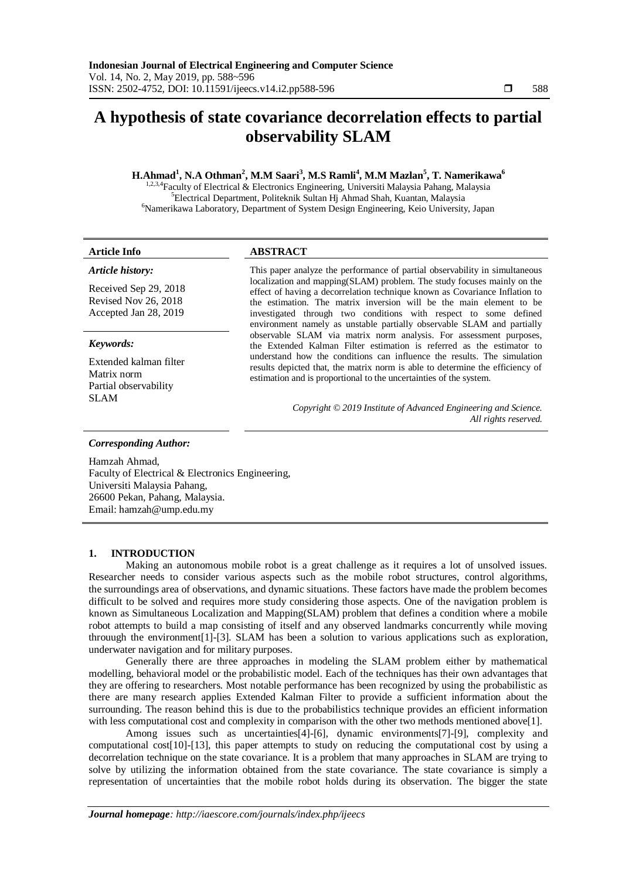# A hypothesis of state covariance decorrelation effects to partial observability SLAM

**H.Ahmad[1], N.A Othman[2], M.M Saari[3], M.S Ramli[4], M.M Mazlan[5], T. Namerikawa[6]**

[1,2,3,4]Faculty of Electrical & Electronics Engineering, Universiti Malaysia Pahang, Malaysia
[5]Electrical Department, Politeknik Sultan Hj Ahmad Shah, Kuantan, Malaysia
[6]Namerikawa Laboratory, Department of System Design Engineering, Keio University, Japan

**Article Info**

*Article history:*

Received Sep 29, 2018
Revised Nov 26, 2018
Accepted Jan 28, 2019

*Keywords:*

Extended kalman filter
Matrix norm
Partial observability
SLAM

**ABSTRACT**

This paper analyze the performance of partial observability in simultaneous localization and mapping(SLAM) problem. The study focuses mainly on the effect of having a decorrelation technique known as Covariance Inflation to the estimation. The matrix inversion will be the main element to be investigated through two conditions with respect to some defined environment namely as unstable partially observable SLAM and partially observable SLAM via matrix norm analysis. For assessment purposes, the Extended Kalman Filter estimation is referred as the estimator to understand how the conditions can influence the results. The simulation results depicted that, the matrix norm is able to determine the efficiency of estimation and is proportional to the uncertainties of the system.

*Copyright © 2019 Institute of Advanced Engineering and Science. All rights reserved.*

*Corresponding Author:*

Hamzah Ahmad,
Faculty of Electrical & Electronics Engineering,
Universiti Malaysia Pahang,
26600 Pekan, Pahang, Malaysia.
Email: hamzah@ump.edu.my

## 1. INTRODUCTION

Making an autonomous mobile robot is a great challenge as it requires a lot of unsolved issues. Researcher needs to consider various aspects such as the mobile robot structures, control algorithms, the surroundings area of observations, and dynamic situations. These factors have made the problem becomes difficult to be solved and requires more study considering those aspects. One of the navigation problem is known as Simultaneous Localization and Mapping(SLAM) problem that defines a condition where a mobile robot attempts to build a map consisting of itself and any observed landmarks concurrently while moving throuugh the environment[1]-[3]. SLAM has been a solution to various applications such as exploration, underwater navigation and for military purposes.

Generally there are three approaches in modeling the SLAM problem either by mathematical modelling, behavioral model or the probabilistic model. Each of the techniques has their own advantages that they are offering to researchers. Most notable performance has been recognized by using the probabilistic as there are many research applies Extended Kalman Filter to provide a sufficient information about the surrounding. The reason behind this is due to the probabilistics technique provides an efficient information with less computational cost and complexity in comparison with the other two methods mentioned above[1].

Among issues such as uncertainties[4]-[6], dynamic environments[7]-[9], complexity and computational cost[10]-[13], this paper attempts to study on reducing the computational cost by using a decorrelation technique on the state covariance. It is a problem that many approaches in SLAM are trying to solve by utilizing the information obtained from the state covariance. The state covariance is simply a representation of uncertainties that the mobile robot holds during its observation. The bigger the state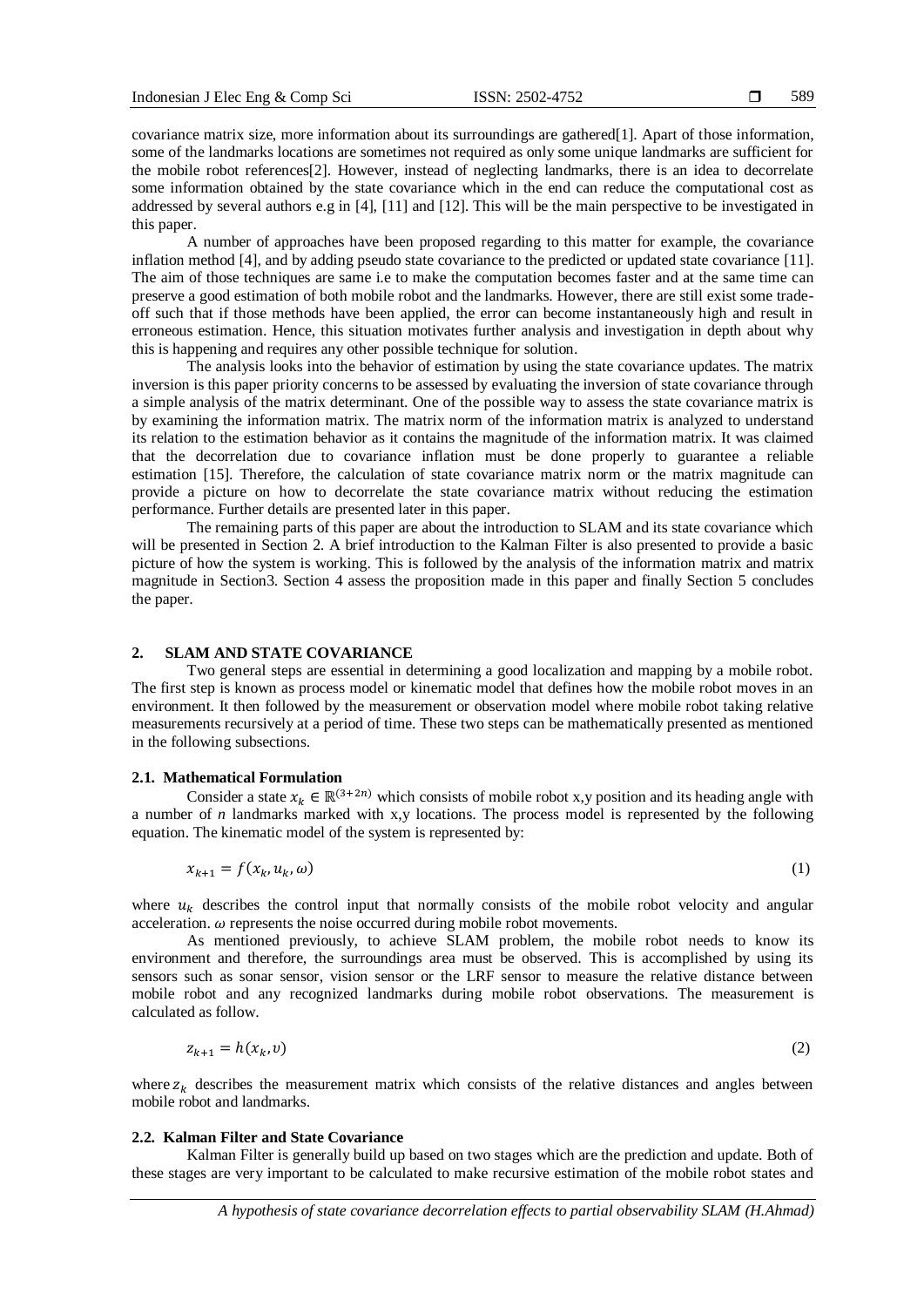covariance matrix size, more information about its surroundings are gathered[1]. Apart of those information, some of the landmarks locations are sometimes not required as only some unique landmarks are sufficient for the mobile robot references[2]. However, instead of neglecting landmarks, there is an idea to decorrelate some information obtained by the state covariance which in the end can reduce the computational cost as addressed by several authors e.g in [4], [11] and [12]. This will be the main perspective to be investigated in this paper.

A number of approaches have been proposed regarding to this matter for example, the covariance inflation method [4], and by adding pseudo state covariance to the predicted or updated state covariance [11]. The aim of those techniques are same i.e to make the computation becomes faster and at the same time can preserve a good estimation of both mobile robot and the landmarks. However, there are still exist some trade-off such that if those methods have been applied, the error can become instantaneously high and result in erroneous estimation. Hence, this situation motivates further analysis and investigation in depth about why this is happening and requires any other possible technique for solution.

The analysis looks into the behavior of estimation by using the state covariance updates. The matrix inversion is this paper priority concerns to be assessed by evaluating the inversion of state covariance through a simple analysis of the matrix determinant. One of the possible way to assess the state covariance matrix is by examining the information matrix. The matrix norm of the information matrix is analyzed to understand its relation to the estimation behavior as it contains the magnitude of the information matrix. It was claimed that the decorrelation due to covariance inflation must be done properly to guarantee a reliable estimation [15]. Therefore, the calculation of state covariance matrix norm or the matrix magnitude can provide a picture on how to decorrelate the state covariance matrix without reducing the estimation performance. Further details are presented later in this paper.

The remaining parts of this paper are about the introduction to SLAM and its state covariance which will be presented in Section 2. A brief introduction to the Kalman Filter is also presented to provide a basic picture of how the system is working. This is followed by the analysis of the information matrix and matrix magnitude in Section3. Section 4 assess the proposition made in this paper and finally Section 5 concludes the paper.

## 2. SLAM AND STATE COVARIANCE

Two general steps are essential in determining a good localization and mapping by a mobile robot. The first step is known as process model or kinematic model that defines how the mobile robot moves in an environment. It then followed by the measurement or observation model where mobile robot taking relative measurements recursively at a period of time. These two steps can be mathematically presented as mentioned in the following subsections.

### 2.1. Mathematical Formulation

Consider a state $x_k \in \mathbb{R}^{(3+2n)}$ which consists of mobile robot x,y position and its heading angle with a number of *n* landmarks marked with x,y locations. The process model is represented by the following equation. The kinematic model of the system is represented by:

$$x_{k+1} = f(x_k, u_k, \omega) \tag{1}$$

where $u_k$ describes the control input that normally consists of the mobile robot velocity and angular acceleration. $\omega$ represents the noise occurred during mobile robot movements.

As mentioned previously, to achieve SLAM problem, the mobile robot needs to know its environment and therefore, the surroundings area must be observed. This is accomplished by using its sensors such as sonar sensor, vision sensor or the LRF sensor to measure the relative distance between mobile robot and any recognized landmarks during mobile robot observations. The measurement is calculated as follow.

$$z_{k+1} = h(x_k, v) \tag{2}$$

where $z_k$ describes the measurement matrix which consists of the relative distances and angles between mobile robot and landmarks.

### 2.2. Kalman Filter and State Covariance

Kalman Filter is generally build up based on two stages which are the prediction and update. Both of these stages are very important to be calculated to make recursive estimation of the mobile robot states and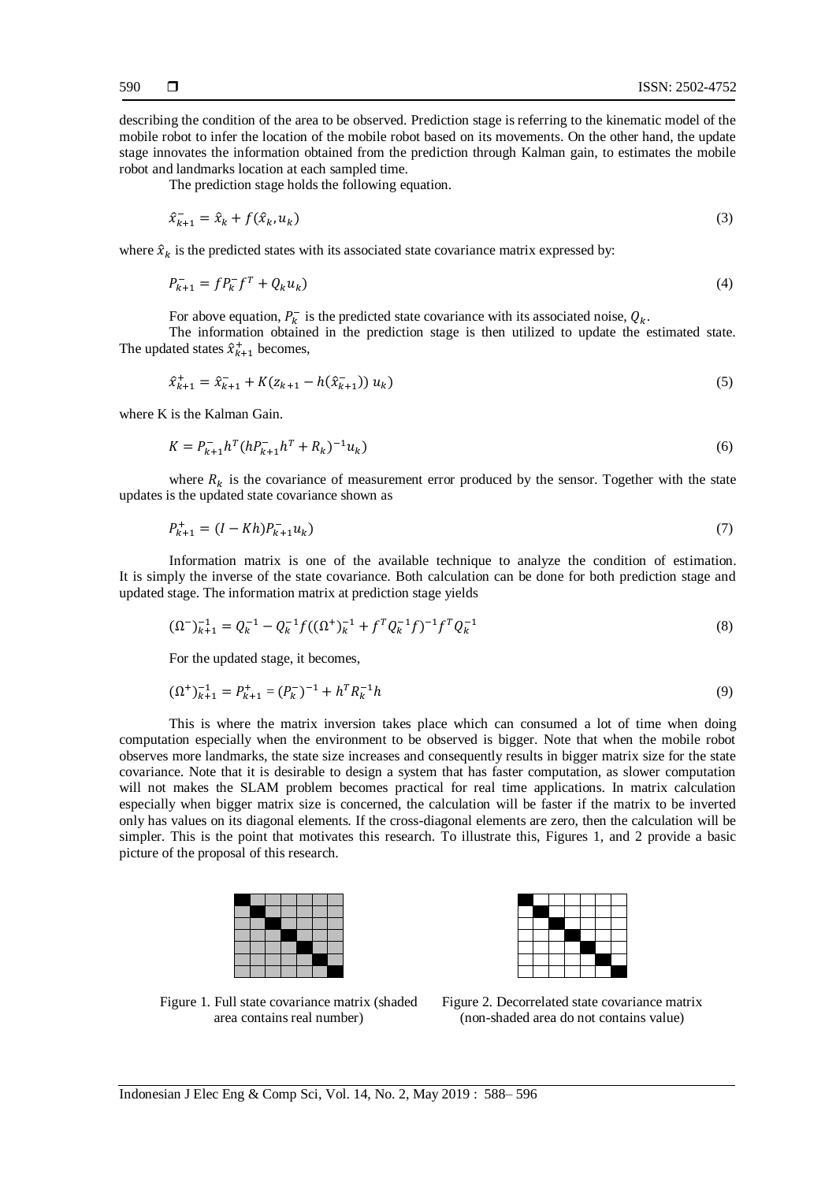describing the condition of the area to be observed. Prediction stage is referring to the kinematic model of the mobile robot to infer the location of the mobile robot based on its movements. On the other hand, the update stage innovates the information obtained from the prediction through Kalman gain, to estimates the mobile robot and landmarks location at each sampled time.

The prediction stage holds the following equation.

$$\hat{x}_{k+1}^{-} = \hat{x}_k + f(\hat{x}_k, u_k) \tag{3}$$

where $\hat{x}_k$ is the predicted states with its associated state covariance matrix expressed by:

$$P_{k+1}^{-} = f P_k^{-} f^T + Q_k u_k) \tag{4}$$

For above equation, $P_k^{-}$ is the predicted state covariance with its associated noise, $Q_k$.

The information obtained in the prediction stage is then utilized to update the estimated state. The updated states $\hat{x}_{k+1}^{+}$ becomes,

$$\hat{x}_{k+1}^{+} = \hat{x}_{k+1}^{-} + K(z_{k+1} - h(\hat{x}_{k+1}^{-}))\, u_k) \tag{5}$$

where K is the Kalman Gain.

$$K = P_{k+1}^{-} h^T (h P_{k+1}^{-} h^T + R_k)^{-1} u_k) \tag{6}$$

where $R_k$ is the covariance of measurement error produced by the sensor. Together with the state updates is the updated state covariance shown as

$$P_{k+1}^{+} = (I - Kh) P_{k+1}^{-} u_k) \tag{7}$$

Information matrix is one of the available technique to analyze the condition of estimation. It is simply the inverse of the state covariance. Both calculation can be done for both prediction stage and updated stage. The information matrix at prediction stage yields

$$(\Omega^{-})_{k+1}^{-1} = Q_k^{-1} - Q_k^{-1} f((\Omega^{+})_k^{-1} + f^T Q_k^{-1} f)^{-1} f^T Q_k^{-1} \tag{8}$$

For the updated stage, it becomes,

$$(\Omega^{+})_{k+1}^{-1} = P_{k+1}^{+} = (P_k^{-})^{-1} + h^T R_k^{-1} h \tag{9}$$

This is where the matrix inversion takes place which can consumed a lot of time when doing computation especially when the environment to be observed is bigger. Note that when the mobile robot observes more landmarks, the state size increases and consequently results in bigger matrix size for the state covariance. Note that it is desirable to design a system that has faster computation, as slower computation will not makes the SLAM problem becomes practical for real time applications. In matrix calculation especially when bigger matrix size is concerned, the calculation will be faster if the matrix to be inverted only has values on its diagonal elements. If the cross-diagonal elements are zero, then the calculation will be simpler. This is the point that motivates this research. To illustrate this, Figures 1, and 2 provide a basic picture of the proposal of this research.

Figure 1. Full state covariance matrix (shaded area contains real number)

Figure 2. Decorrelated state covariance matrix (non-shaded area do not contains value)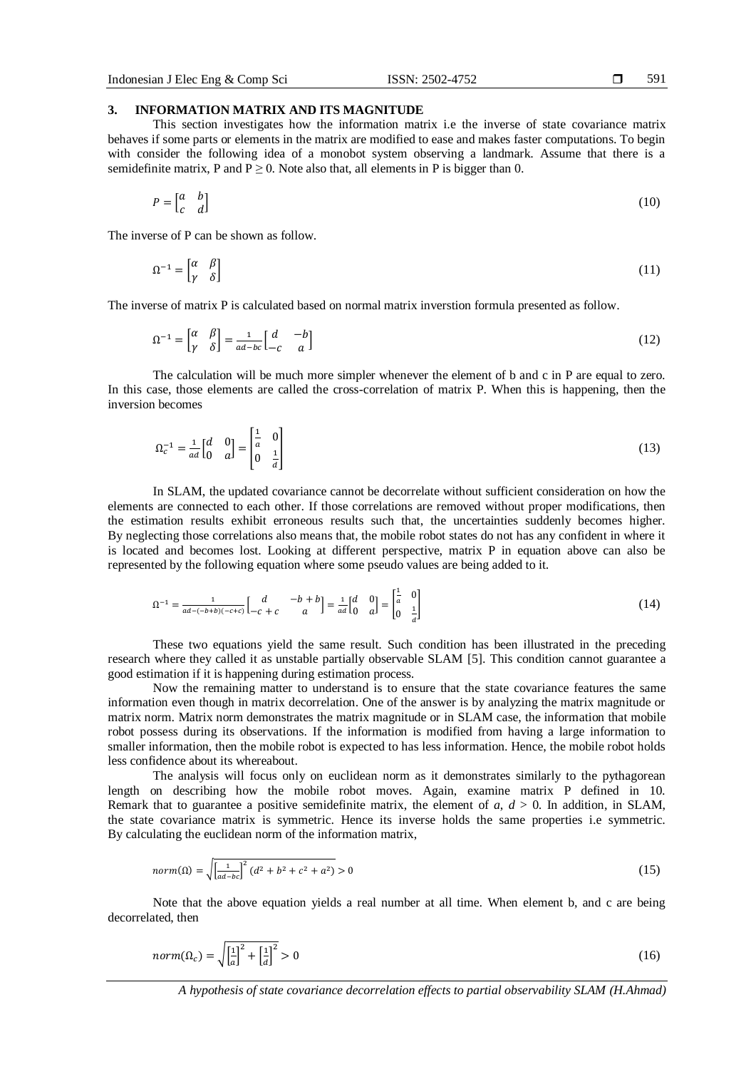## 3. INFORMATION MATRIX AND ITS MAGNITUDE

This section investigates how the information matrix i.e the inverse of state covariance matrix behaves if some parts or elements in the matrix are modified to ease and makes faster computations. To begin with consider the following idea of a monobot system observing a landmark. Assume that there is a semidefinite matrix, P and $P \geq 0$. Note also that, all elements in P is bigger than 0.

$$P = \begin{bmatrix} a & b \\ c & d \end{bmatrix} \tag{10}$$

The inverse of P can be shown as follow.

$$\Omega^{-1} = \begin{bmatrix} \alpha & \beta \\ \gamma & \delta \end{bmatrix} \tag{11}$$

The inverse of matrix P is calculated based on normal matrix inverstion formula presented as follow.

$$\Omega^{-1} = \begin{bmatrix} \alpha & \beta \\ \gamma & \delta \end{bmatrix} = \frac{1}{ad-bc}\begin{bmatrix} d & -b \\ -c & a \end{bmatrix} \tag{12}$$

The calculation will be much more simpler whenever the element of b and c in P are equal to zero. In this case, those elements are called the cross-correlation of matrix P. When this is happening, then the inversion becomes

$$\Omega_c^{-1} = \frac{1}{ad}\begin{bmatrix} d & 0 \\ 0 & a \end{bmatrix} = \begin{bmatrix} \frac{1}{a} & 0 \\ 0 & \frac{1}{d} \end{bmatrix} \tag{13}$$

In SLAM, the updated covariance cannot be decorrelate without sufficient consideration on how the elements are connected to each other. If those correlations are removed without proper modifications, then the estimation results exhibit erroneous results such that, the uncertainties suddenly becomes higher. By neglecting those correlations also means that, the mobile robot states do not has any confident in where it is located and becomes lost. Looking at different perspective, matrix P in equation above can also be represented by the following equation where some pseudo values are being added to it.

$$\Omega^{-1} = \frac{1}{ad-(-b+b)(-c+c)}\begin{bmatrix} d & -b+b \\ -c+c & a \end{bmatrix} = \frac{1}{ad}\begin{bmatrix} d & 0 \\ 0 & a \end{bmatrix} = \begin{bmatrix} \frac{1}{a} & 0 \\ 0 & \frac{1}{d} \end{bmatrix} \tag{14}$$

These two equations yield the same result. Such condition has been illustrated in the preceding research where they called it as unstable partially observable SLAM [5]. This condition cannot guarantee a good estimation if it is happening during estimation process.

Now the remaining matter to understand is to ensure that the state covariance features the same information even though in matrix decorrelation. One of the answer is by analyzing the matrix magnitude or matrix norm. Matrix norm demonstrates the matrix magnitude or in SLAM case, the information that mobile robot possess during its observations. If the information is modified from having a large information to smaller information, then the mobile robot is expected to has less information. Hence, the mobile robot holds less confidence about its whereabout.

The analysis will focus only on euclidean norm as it demonstrates similarly to the pythagorean length on describing how the mobile robot moves. Again, examine matrix P defined in 10. Remark that to guarantee a positive semidefinite matrix, the element of $a$, $d > 0$. In addition, in SLAM, the state covariance matrix is symmetric. Hence its inverse holds the same properties i.e symmetric. By calculating the euclidean norm of the information matrix,

$$norm(\Omega) = \sqrt{\left[\frac{1}{ad-bc}\right]^2 (d^2+b^2+c^2+a^2)} > 0 \tag{15}$$

Note that the above equation yields a real number at all time. When element b, and c are being decorrelated, then

$$norm(\Omega_c) = \sqrt{\left[\frac{1}{a}\right]^2 + \left[\frac{1}{d}\right]^2} > 0 \tag{16}$$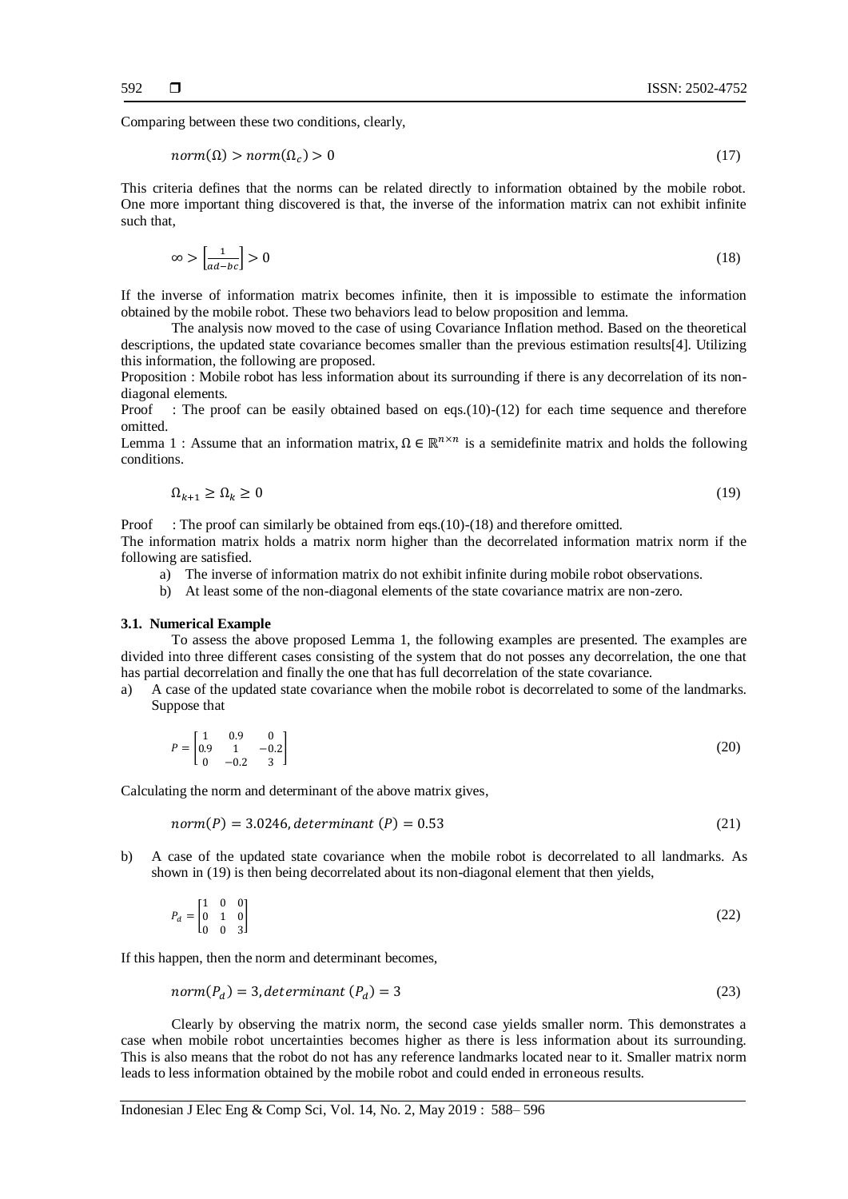Comparing between these two conditions, clearly,

$$norm(\Omega) > norm(\Omega_c) > 0 \tag{17}$$

This criteria defines that the norms can be related directly to information obtained by the mobile robot. One more important thing discovered is that, the inverse of the information matrix can not exhibit infinite such that,

$$\infty > \left[\frac{1}{ad-bc}\right] > 0 \tag{18}$$

If the inverse of information matrix becomes infinite, then it is impossible to estimate the information obtained by the mobile robot. These two behaviors lead to below proposition and lemma.

The analysis now moved to the case of using Covariance Inflation method. Based on the theoretical descriptions, the updated state covariance becomes smaller than the previous estimation results[4]. Utilizing this information, the following are proposed.

Proposition : Mobile robot has less information about its surrounding if there is any decorrelation of its non-diagonal elements.

Proof : The proof can be easily obtained based on eqs.(10)-(12) for each time sequence and therefore omitted.

Lemma 1 : Assume that an information matrix, $\Omega \in \mathbb{R}^{n\times n}$ is a semidefinite matrix and holds the following conditions.

$$\Omega_{k+1} \geq \Omega_k \geq 0 \tag{19}$$

Proof : The proof can similarly be obtained from eqs.(10)-(18) and therefore omitted.

The information matrix holds a matrix norm higher than the decorrelated information matrix norm if the following are satisfied.

a) The inverse of information matrix do not exhibit infinite during mobile robot observations.
b) At least some of the non-diagonal elements of the state covariance matrix are non-zero.

### 3.1. Numerical Example

To assess the above proposed Lemma 1, the following examples are presented. The examples are divided into three different cases consisting of the system that do not posses any decorrelation, the one that has partial decorrelation and finally the one that has full decorrelation of the state covariance.

a) A case of the updated state covariance when the mobile robot is decorrelated to some of the landmarks. Suppose that

$$P = \begin{bmatrix} 1 & 0.9 & 0 \\ 0.9 & 1 & -0.2 \\ 0 & -0.2 & 3 \end{bmatrix} \tag{20}$$

Calculating the norm and determinant of the above matrix gives,

$$norm(P) = 3.0246, determinant\ (P) = 0.53 \tag{21}$$

b) A case of the updated state covariance when the mobile robot is decorrelated to all landmarks. As shown in (19) is then being decorrelated about its non-diagonal element that then yields,

$$P_d = \begin{bmatrix} 1 & 0 & 0 \\ 0 & 1 & 0 \\ 0 & 0 & 3 \end{bmatrix} \tag{22}$$

If this happen, then the norm and determinant becomes,

$$norm(P_d) = 3, determinant\ (P_d) = 3 \tag{23}$$

Clearly by observing the matrix norm, the second case yields smaller norm. This demonstrates a case when mobile robot uncertainties becomes higher as there is less information about its surrounding. This is also means that the robot do not has any reference landmarks located near to it. Smaller matrix norm leads to less information obtained by the mobile robot and could ended in erroneous results.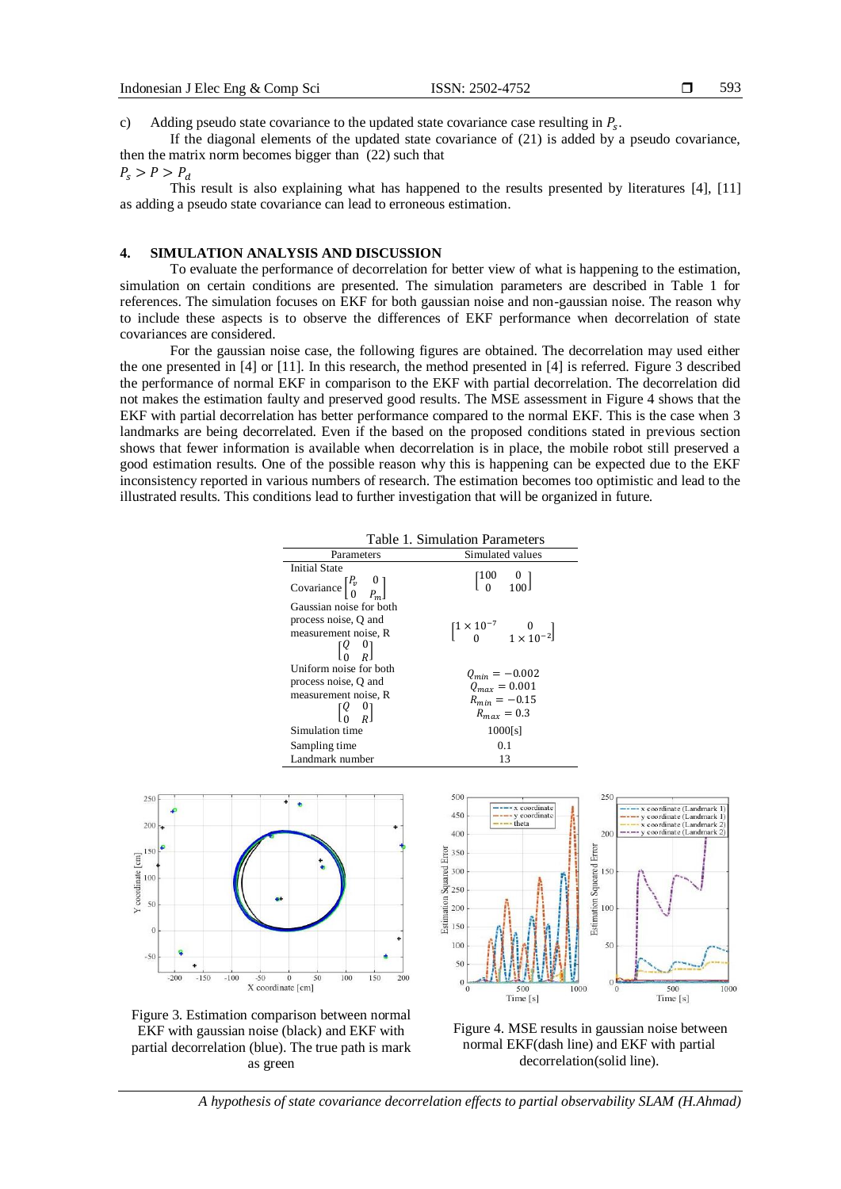c) Adding pseudo state covariance to the updated state covariance case resulting in $P_s$.

If the diagonal elements of the updated state covariance of (21) is added by a pseudo covariance, then the matrix norm becomes bigger than (22) such that

$P_s > P > P_d$

This result is also explaining what has happened to the results presented by literatures [4], [11] as adding a pseudo state covariance can lead to erroneous estimation.

## 4. SIMULATION ANALYSIS AND DISCUSSION

To evaluate the performance of decorrelation for better view of what is happening to the estimation, simulation on certain conditions are presented. The simulation parameters are described in Table 1 for references. The simulation focuses on EKF for both gaussian noise and non-gaussian noise. The reason why to include these aspects is to observe the differences of EKF performance when decorrelation of state covariances are considered.

For the gaussian noise case, the following figures are obtained. The decorrelation may used either the one presented in [4] or [11]. In this research, the method presented in [4] is referred. Figure 3 described the performance of normal EKF in comparison to the EKF with partial decorrelation. The decorrelation did not makes the estimation faulty and preserved good results. The MSE assessment in Figure 4 shows that the EKF with partial decorrelation has better performance compared to the normal EKF. This is the case when 3 landmarks are being decorrelated. Even if the based on the proposed conditions stated in previous section shows that fewer information is available when decorrelation is in place, the mobile robot still preserved a good estimation results. One of the possible reason why this is happening can be expected due to the EKF inconsistency reported in various numbers of research. The estimation becomes too optimistic and lead to the illustrated results. This conditions lead to further investigation that will be organized in future.

Table 1. Simulation Parameters

| Parameters | Simulated values |
|---|---|
| Initial State Covariance $\begin{bmatrix} P_v & 0 \\ 0 & P_m \end{bmatrix}$ | $\begin{bmatrix} 100 & 0 \\ 0 & 100 \end{bmatrix}$ |
| Gaussian noise for both process noise, Q and measurement noise, R $\begin{bmatrix} Q & 0 \\ 0 & R \end{bmatrix}$ | $\begin{bmatrix} 1 \times 10^{-7} & 0 \\ 0 & 1 \times 10^{-2} \end{bmatrix}$ |
| Uniform noise for both process noise, Q and measurement noise, R $\begin{bmatrix} Q & 0 \\ 0 & R \end{bmatrix}$ | $Q_{min} = -0.002$ $Q_{max} = 0.001$ $R_{min} = -0.15$ $R_{max} = 0.3$ |
| Simulation time | 1000[s] |
| Sampling time | 0.1 |
| Landmark number | 13 |

Figure 3. Estimation comparison between normal EKF with gaussian noise (black) and EKF with partial decorrelation (blue). The true path is mark as green

Figure 4. MSE results in gaussian noise between normal EKF(dash line) and EKF with partial decorrelation(solid line).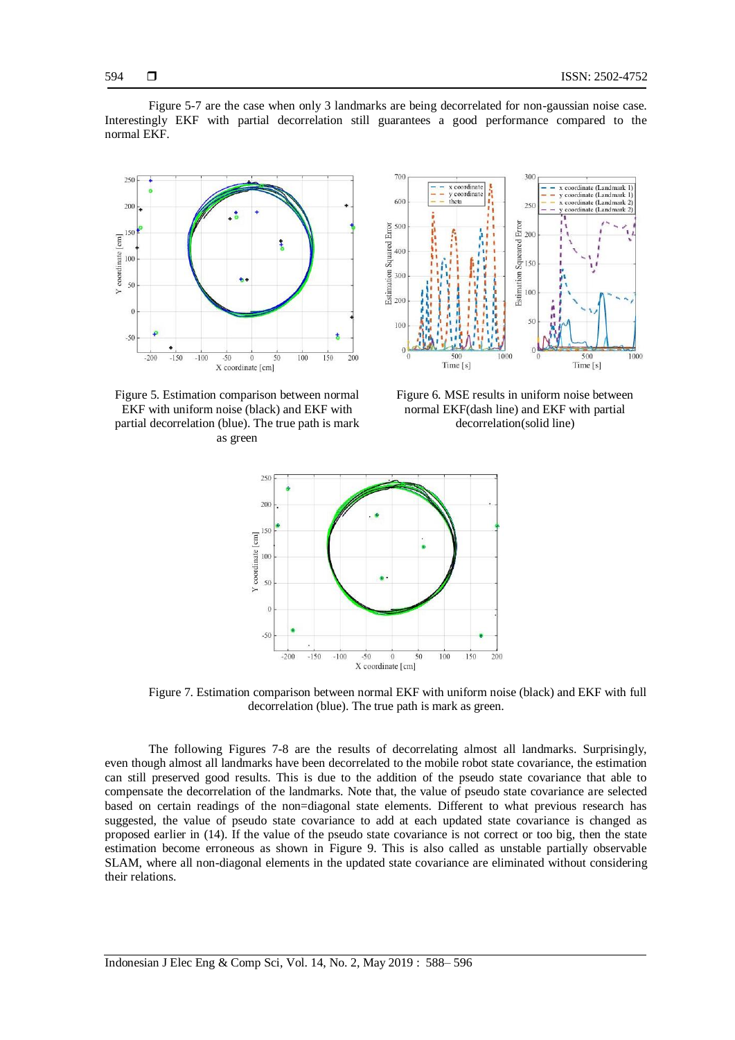Figure 5-7 are the case when only 3 landmarks are being decorrelated for non-gaussian noise case. Interestingly EKF with partial decorrelation still guarantees a good performance compared to the normal EKF.

Figure 5. Estimation comparison between normal EKF with uniform noise (black) and EKF with partial decorrelation (blue). The true path is mark as green

Figure 6. MSE results in uniform noise between normal EKF(dash line) and EKF with partial decorrelation(solid line)

Figure 7. Estimation comparison between normal EKF with uniform noise (black) and EKF with full decorrelation (blue). The true path is mark as green.

The following Figures 7-8 are the results of decorrelating almost all landmarks. Surprisingly, even though almost all landmarks have been decorrelated to the mobile robot state covariance, the estimation can still preserved good results. This is due to the addition of the pseudo state covariance that able to compensate the decorrelation of the landmarks. Note that, the value of pseudo state covariance are selected based on certain readings of the non=diagonal state elements. Different to what previous research has suggested, the value of pseudo state covariance to add at each updated state covariance is changed as proposed earlier in (14). If the value of the pseudo state covariance is not correct or too big, then the state estimation become erroneous as shown in Figure 9. This is also called as unstable partially observable SLAM, where all non-diagonal elements in the updated state covariance are eliminated without considering their relations.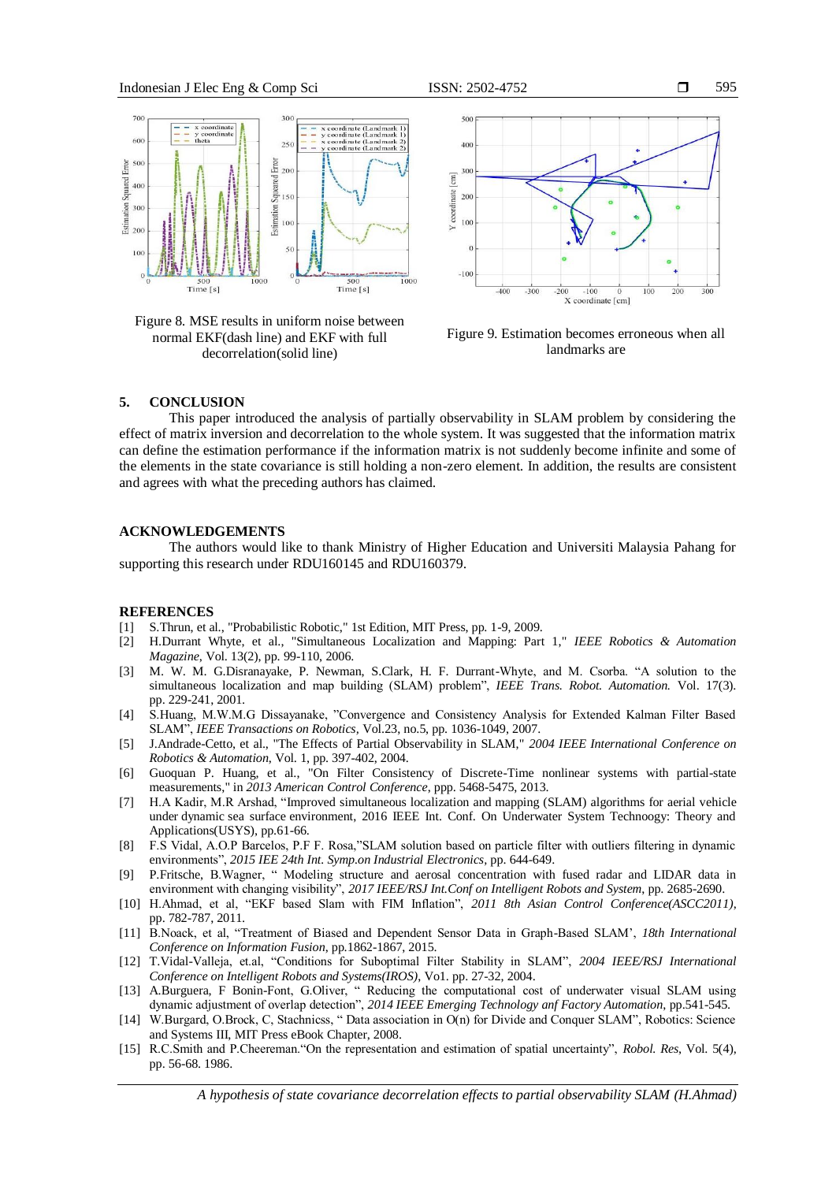Figure 8. MSE results in uniform noise between normal EKF(dash line) and EKF with full decorrelation(solid line)

Figure 9. Estimation becomes erroneous when all landmarks are

## 5. CONCLUSION

This paper introduced the analysis of partially observability in SLAM problem by considering the effect of matrix inversion and decorrelation to the whole system. It was suggested that the information matrix can define the estimation performance if the information matrix is not suddenly become infinite and some of the elements in the state covariance is still holding a non-zero element. In addition, the results are consistent and agrees with what the preceding authors has claimed.

## ACKNOWLEDGEMENTS

The authors would like to thank Ministry of Higher Education and Universiti Malaysia Pahang for supporting this research under RDU160145 and RDU160379.

## REFERENCES

[1] S.Thrun, et al., "Probabilistic Robotic," 1st Edition, MIT Press, pp. 1-9, 2009.

[2] H.Durrant Whyte, et al., "Simultaneous Localization and Mapping: Part 1," *IEEE Robotics & Automation Magazine*, Vol. 13(2), pp. 99-110, 2006.

[3] M. W. M. G.Disranayake, P. Newman, S.Clark, H. F. Durrant-Whyte, and M. Csorba. "A solution to the simultaneous localization and map building (SLAM) problem", *IEEE Trans. Robot. Automation.* Vol. 17(3). pp. 229-241, 2001.

[4] S.Huang, M.W.M.G Dissayanake, "Convergence and Consistency Analysis for Extended Kalman Filter Based SLAM", *IEEE Transactions on Robotics*, Vol.23, no.5, pp. 1036-1049, 2007.

[5] J.Andrade-Cetto, et al., "The Effects of Partial Observability in SLAM," *2004 IEEE International Conference on Robotics & Automation*, Vol. 1, pp. 397-402, 2004.

[6] Guoquan P. Huang, et al., "On Filter Consistency of Discrete-Time nonlinear systems with partial-state measurements," in *2013 American Control Conference*, ppp. 5468-5475, 2013.

[7] H.A Kadir, M.R Arshad, "Improved simultaneous localization and mapping (SLAM) algorithms for aerial vehicle under dynamic sea surface environment, 2016 IEEE Int. Conf. On Underwater System Technoogy: Theory and Applications(USYS), pp.61-66.

[8] F.S Vidal, A.O.P Barcelos, P.F F. Rosa,"SLAM solution based on particle filter with outliers filtering in dynamic environments", *2015 IEE 24th Int. Symp.on Industrial Electronics*, pp. 644-649.

[9] P.Fritsche, B.Wagner, " Modeling structure and aerosal concentration with fused radar and LIDAR data in environment with changing visibility", *2017 IEEE/RSJ Int.Conf on Intelligent Robots and System*, pp. 2685-2690.

[10] H.Ahmad, et al, "EKF based Slam with FIM Inflation", *2011 8th Asian Control Conference(ASCC2011)*, pp. 782-787, 2011.

[11] B.Noack, et al, "Treatment of Biased and Dependent Sensor Data in Graph-Based SLAM', *18th International Conference on Information Fusion*, pp.1862-1867, 2015.

[12] T.Vidal-Valleja, et.al, "Conditions for Suboptimal Filter Stability in SLAM", *2004 IEEE/RSJ International Conference on Intelligent Robots and Systems(IROS)*, Vo1. pp. 27-32, 2004.

[13] A.Burguera, F Bonin-Font, G.Oliver, " Reducing the computational cost of underwater visual SLAM using dynamic adjustment of overlap detection", *2014 IEEE Emerging Technology anf Factory Automation*, pp.541-545.

[14] W.Burgard, O.Brock, C, Stachnicss, " Data association in O(n) for Divide and Conquer SLAM", Robotics: Science and Systems III, MIT Press eBook Chapter, 2008.

[15] R.C.Smith and P.Cheereman."On the representation and estimation of spatial uncertainty", *Robol. Res*, Vol. 5(4), pp. 56-68. 1986.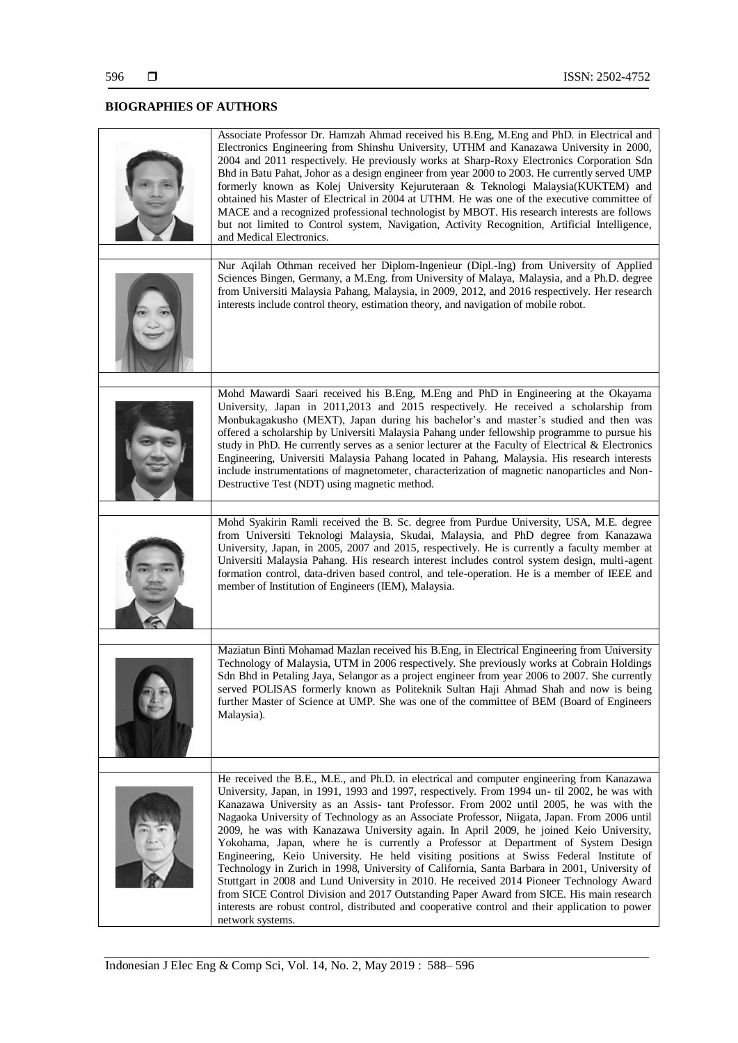## BIOGRAPHIES OF AUTHORS

Associate Professor Dr. Hamzah Ahmad received his B.Eng, M.Eng and PhD. in Electrical and Electronics Engineering from Shinshu University, UTHM and Kanazawa University in 2000, 2004 and 2011 respectively. He previously works at Sharp-Roxy Electronics Corporation Sdn Bhd in Batu Pahat, Johor as a design engineer from year 2000 to 2003. He currently served UMP formerly known as Kolej University Kejuruteraan & Teknologi Malaysia(KUKTEM) and obtained his Master of Electrical in 2004 at UTHM. He was one of the executive committee of MACE and a recognized professional technologist by MBOT. His research interests are follows but not limited to Control system, Navigation, Activity Recognition, Artificial Intelligence, and Medical Electronics.

Nur Aqilah Othman received her Diplom-Ingenieur (Dipl.-Ing) from University of Applied Sciences Bingen, Germany, a M.Eng. from University of Malaya, Malaysia, and a Ph.D. degree from Universiti Malaysia Pahang, Malaysia, in 2009, 2012, and 2016 respectively. Her research interests include control theory, estimation theory, and navigation of mobile robot.

Mohd Mawardi Saari received his B.Eng, M.Eng and PhD in Engineering at the Okayama University, Japan in 2011,2013 and 2015 respectively. He received a scholarship from Monbukagakusho (MEXT), Japan during his bachelor's and master's studied and then was offered a scholarship by Universiti Malaysia Pahang under fellowship programme to pursue his study in PhD. He currently serves as a senior lecturer at the Faculty of Electrical & Electronics Engineering, Universiti Malaysia Pahang located in Pahang, Malaysia. His research interests include instrumentations of magnetometer, characterization of magnetic nanoparticles and Non-Destructive Test (NDT) using magnetic method.

Mohd Syakirin Ramli received the B. Sc. degree from Purdue University, USA, M.E. degree from Universiti Teknologi Malaysia, Skudai, Malaysia, and PhD degree from Kanazawa University, Japan, in 2005, 2007 and 2015, respectively. He is currently a faculty member at Universiti Malaysia Pahang. His research interest includes control system design, multi-agent formation control, data-driven based control, and tele-operation. He is a member of IEEE and member of Institution of Engineers (IEM), Malaysia.

Maziatun Binti Mohamad Mazlan received his B.Eng, in Electrical Engineering from University Technology of Malaysia, UTM in 2006 respectively. She previously works at Cobrain Holdings Sdn Bhd in Petaling Jaya, Selangor as a project engineer from year 2006 to 2007. She currently served POLISAS formerly known as Politeknik Sultan Haji Ahmad Shah and now is being further Master of Science at UMP. She was one of the committee of BEM (Board of Engineers Malaysia).

He received the B.E., M.E., and Ph.D. in electrical and computer engineering from Kanazawa University, Japan, in 1991, 1993 and 1997, respectively. From 1994 un- til 2002, he was with Kanazawa University as an Assis- tant Professor. From 2002 until 2005, he was with the Nagaoka University of Technology as an Associate Professor, Niigata, Japan. From 2006 until 2009, he was with Kanazawa University again. In April 2009, he joined Keio University, Yokohama, Japan, where he is currently a Professor at Department of System Design Engineering, Keio University. He held visiting positions at Swiss Federal Institute of Technology in Zurich in 1998, University of California, Santa Barbara in 2001, University of Stuttgart in 2008 and Lund University in 2010. He received 2014 Pioneer Technology Award from SICE Control Division and 2017 Outstanding Paper Award from SICE. His main research interests are robust control, distributed and cooperative control and their application to power network systems.